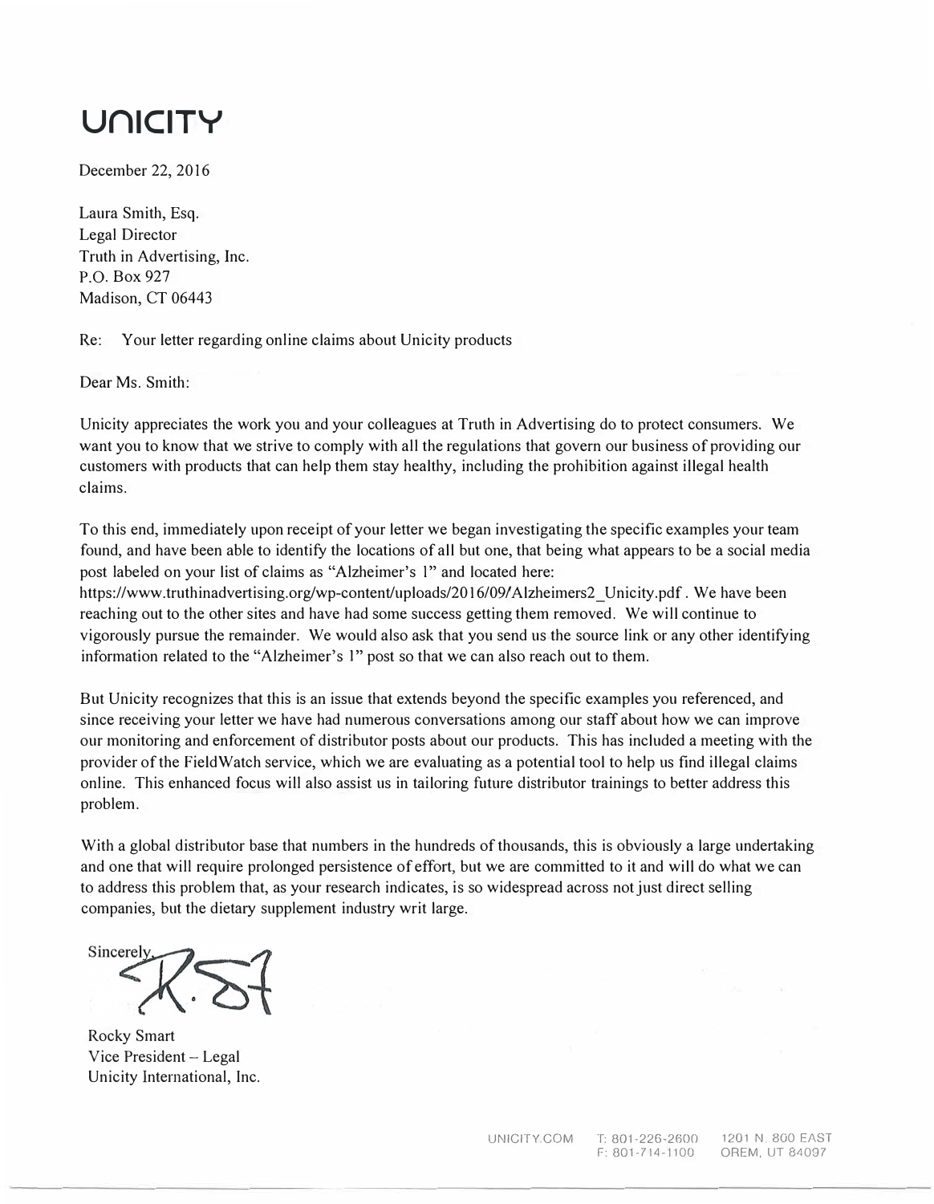# UNICITY

December 22, 2016

Laura Smith, Esq.
Legal Director
Truth in Advertising, Inc.
P.O. Box 927
Madison, CT 06443

Re: Your letter regarding online claims about Unicity products

Dear Ms. Smith:

Unicity appreciates the work you and your colleagues at Truth in Advertising do to protect consumers. We want you to know that we strive to comply with all the regulations that govern our business of providing our customers with products that can help them stay healthy, including the prohibition against illegal health claims.

To this end, immediately upon receipt of your letter we began investigating the specific examples your team found, and have been able to identify the locations of all but one, that being what appears to be a social media post labeled on your list of claims as "Alzheimer's 1" and located here: https://www.truthinadvertising.org/wp-content/uploads/2016/09/Alzheimers2_Unicity.pdf . We have been reaching out to the other sites and have had some success getting them removed. We will continue to vigorously pursue the remainder. We would also ask that you send us the source link or any other identifying information related to the "Alzheimer's 1" post so that we can also reach out to them.

But Unicity recognizes that this is an issue that extends beyond the specific examples you referenced, and since receiving your letter we have had numerous conversations among our staff about how we can improve our monitoring and enforcement of distributor posts about our products. This has included a meeting with the provider of the FieldWatch service, which we are evaluating as a potential tool to help us find illegal claims online. This enhanced focus will also assist us in tailoring future distributor trainings to better address this problem.

With a global distributor base that numbers in the hundreds of thousands, this is obviously a large undertaking and one that will require prolonged persistence of effort, but we are committed to it and will do what we can to address this problem that, as your research indicates, is so widespread across not just direct selling companies, but the dietary supplement industry writ large.

Sincerely,

Rocky Smart
Vice President – Legal
Unicity International, Inc.

UNICITY.COM T: 801-226-2600 F: 801-714-1100 1201 N. 800 EAST OREM, UT 84097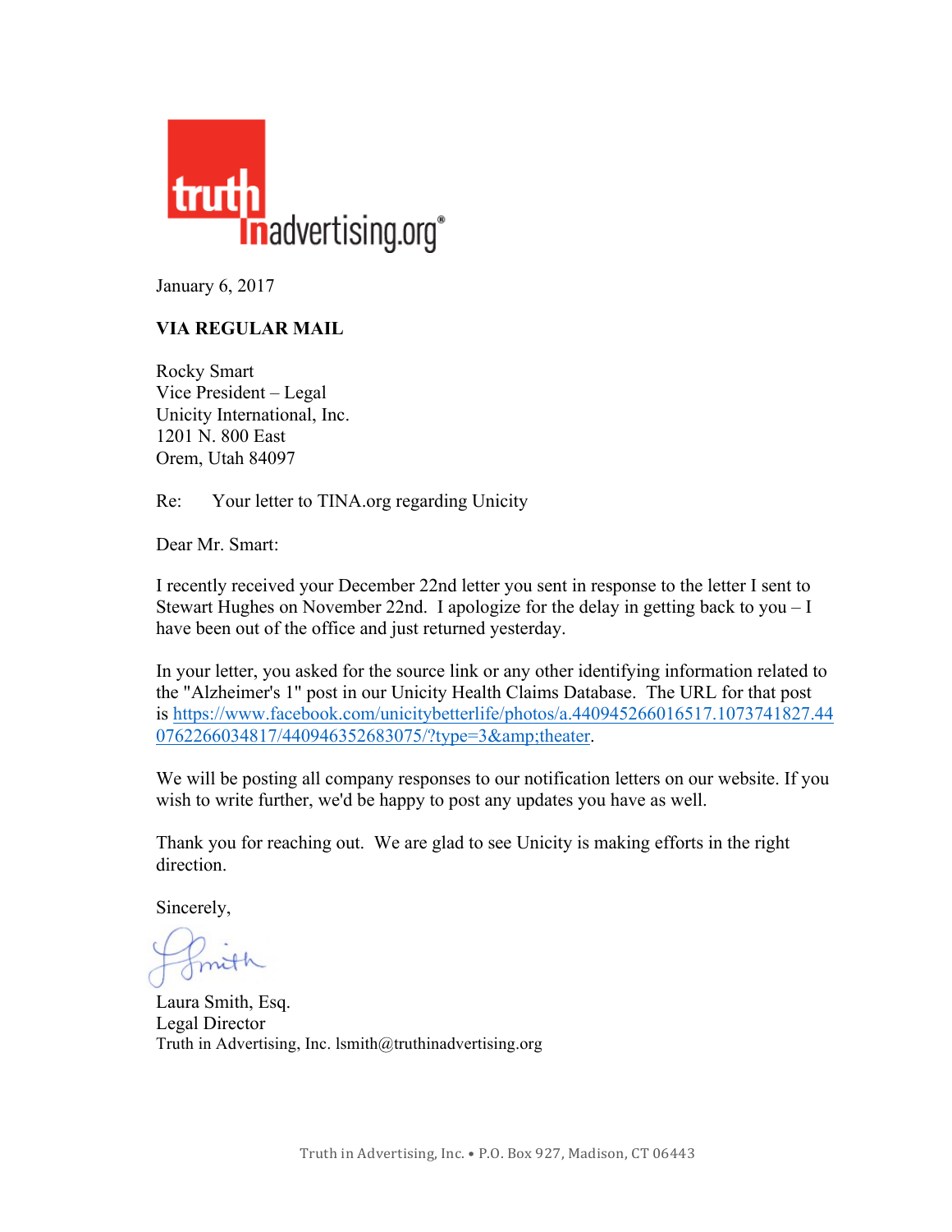truth in advertising.org®

January 6, 2017

**VIA REGULAR MAIL**

Rocky Smart  
Vice President – Legal  
Unicity International, Inc.  
1201 N. 800 East  
Orem, Utah 84097

Re: Your letter to TINA.org regarding Unicity

Dear Mr. Smart:

I recently received your December 22nd letter you sent in response to the letter I sent to Stewart Hughes on November 22nd. I apologize for the delay in getting back to you – I have been out of the office and just returned yesterday.

In your letter, you asked for the source link or any other identifying information related to the "Alzheimer's 1" post in our Unicity Health Claims Database. The URL for that post is https://www.facebook.com/unicitybetterlife/photos/a.440945266016517.1073741827.440762266034817/440946352683075/?type=3&amp;theater.

We will be posting all company responses to our notification letters on our website. If you wish to write further, we'd be happy to post any updates you have as well.

Thank you for reaching out. We are glad to see Unicity is making efforts in the right direction.

Sincerely,

Laura Smith, Esq.  
Legal Director  
Truth in Advertising, Inc. lsmith@truthinadvertising.org

Truth in Advertising, Inc. • P.O. Box 927, Madison, CT 06443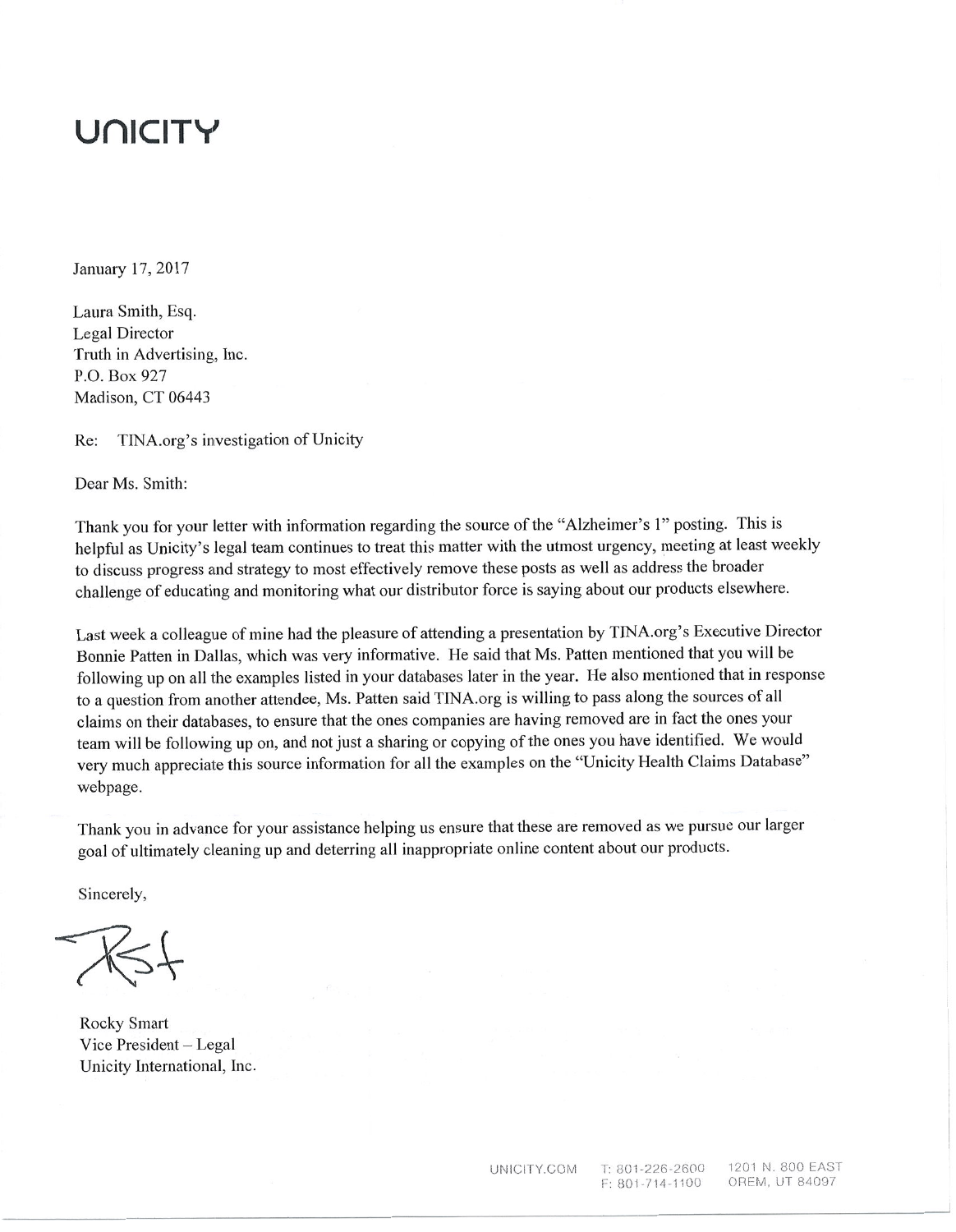# UNICITY

January 17, 2017

Laura Smith, Esq.
Legal Director
Truth in Advertising, Inc.
P.O. Box 927
Madison, CT 06443

Re: TINA.org's investigation of Unicity

Dear Ms. Smith:

Thank you for your letter with information regarding the source of the "Alzheimer's 1" posting. This is helpful as Unicity's legal team continues to treat this matter with the utmost urgency, meeting at least weekly to discuss progress and strategy to most effectively remove these posts as well as address the broader challenge of educating and monitoring what our distributor force is saying about our products elsewhere.

Last week a colleague of mine had the pleasure of attending a presentation by TINA.org's Executive Director Bonnie Patten in Dallas, which was very informative. He said that Ms. Patten mentioned that you will be following up on all the examples listed in your databases later in the year. He also mentioned that in response to a question from another attendee, Ms. Patten said TINA.org is willing to pass along the sources of all claims on their databases, to ensure that the ones companies are having removed are in fact the ones your team will be following up on, and not just a sharing or copying of the ones you have identified. We would very much appreciate this source information for all the examples on the "Unicity Health Claims Database" webpage.

Thank you in advance for your assistance helping us ensure that these are removed as we pursue our larger goal of ultimately cleaning up and deterring all inappropriate online content about our products.

Sincerely,

Rocky Smart
Vice President – Legal
Unicity International, Inc.

UNICITY.COM T: 801-226-2600 F: 801-714-1100 1201 N. 800 EAST OREM, UT 84097